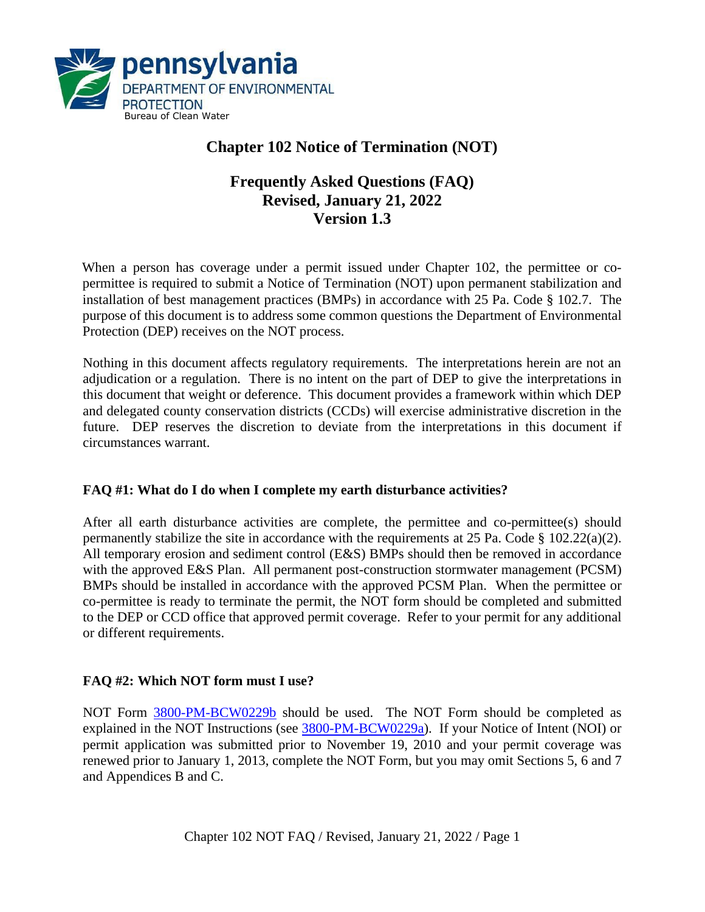pennsylvania
DEPARTMENT OF ENVIRONMENTAL PROTECTION
Bureau of Clean Water

# Chapter 102 Notice of Termination (NOT)

## Frequently Asked Questions (FAQ)
## Revised, January 21, 2022
## Version 1.3

When a person has coverage under a permit issued under Chapter 102, the permittee or co-permittee is required to submit a Notice of Termination (NOT) upon permanent stabilization and installation of best management practices (BMPs) in accordance with 25 Pa. Code § 102.7. The purpose of this document is to address some common questions the Department of Environmental Protection (DEP) receives on the NOT process.

Nothing in this document affects regulatory requirements. The interpretations herein are not an adjudication or a regulation. There is no intent on the part of DEP to give the interpretations in this document that weight or deference. This document provides a framework within which DEP and delegated county conservation districts (CCDs) will exercise administrative discretion in the future. DEP reserves the discretion to deviate from the interpretations in this document if circumstances warrant.

**FAQ #1: What do I do when I complete my earth disturbance activities?**

After all earth disturbance activities are complete, the permittee and co-permittee(s) should permanently stabilize the site in accordance with the requirements at 25 Pa. Code § 102.22(a)(2). All temporary erosion and sediment control (E&S) BMPs should then be removed in accordance with the approved E&S Plan. All permanent post-construction stormwater management (PCSM) BMPs should be installed in accordance with the approved PCSM Plan. When the permittee or co-permittee is ready to terminate the permit, the NOT form should be completed and submitted to the DEP or CCD office that approved permit coverage. Refer to your permit for any additional or different requirements.

**FAQ #2: Which NOT form must I use?**

NOT Form 3800-PM-BCW0229b should be used. The NOT Form should be completed as explained in the NOT Instructions (see 3800-PM-BCW0229a). If your Notice of Intent (NOI) or permit application was submitted prior to November 19, 2010 and your permit coverage was renewed prior to January 1, 2013, complete the NOT Form, but you may omit Sections 5, 6 and 7 and Appendices B and C.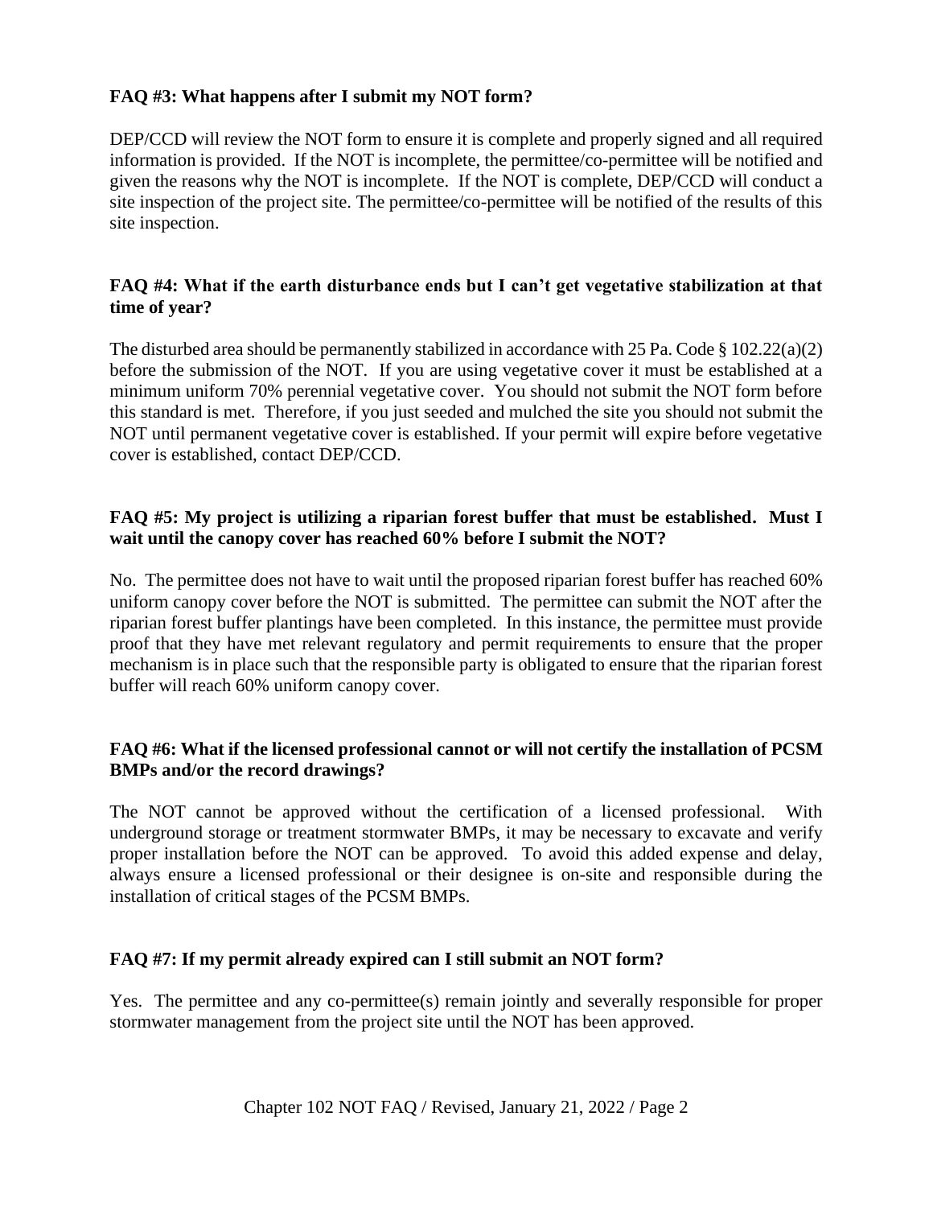**FAQ #3: What happens after I submit my NOT form?**

DEP/CCD will review the NOT form to ensure it is complete and properly signed and all required information is provided. If the NOT is incomplete, the permittee/co-permittee will be notified and given the reasons why the NOT is incomplete. If the NOT is complete, DEP/CCD will conduct a site inspection of the project site. The permittee/co-permittee will be notified of the results of this site inspection.

**FAQ #4: What if the earth disturbance ends but I can't get vegetative stabilization at that time of year?**

The disturbed area should be permanently stabilized in accordance with 25 Pa. Code § 102.22(a)(2) before the submission of the NOT. If you are using vegetative cover it must be established at a minimum uniform 70% perennial vegetative cover. You should not submit the NOT form before this standard is met. Therefore, if you just seeded and mulched the site you should not submit the NOT until permanent vegetative cover is established. If your permit will expire before vegetative cover is established, contact DEP/CCD.

**FAQ #5: My project is utilizing a riparian forest buffer that must be established. Must I wait until the canopy cover has reached 60% before I submit the NOT?**

No. The permittee does not have to wait until the proposed riparian forest buffer has reached 60% uniform canopy cover before the NOT is submitted. The permittee can submit the NOT after the riparian forest buffer plantings have been completed. In this instance, the permittee must provide proof that they have met relevant regulatory and permit requirements to ensure that the proper mechanism is in place such that the responsible party is obligated to ensure that the riparian forest buffer will reach 60% uniform canopy cover.

**FAQ #6: What if the licensed professional cannot or will not certify the installation of PCSM BMPs and/or the record drawings?**

The NOT cannot be approved without the certification of a licensed professional. With underground storage or treatment stormwater BMPs, it may be necessary to excavate and verify proper installation before the NOT can be approved. To avoid this added expense and delay, always ensure a licensed professional or their designee is on-site and responsible during the installation of critical stages of the PCSM BMPs.

**FAQ #7: If my permit already expired can I still submit an NOT form?**

Yes. The permittee and any co-permittee(s) remain jointly and severally responsible for proper stormwater management from the project site until the NOT has been approved.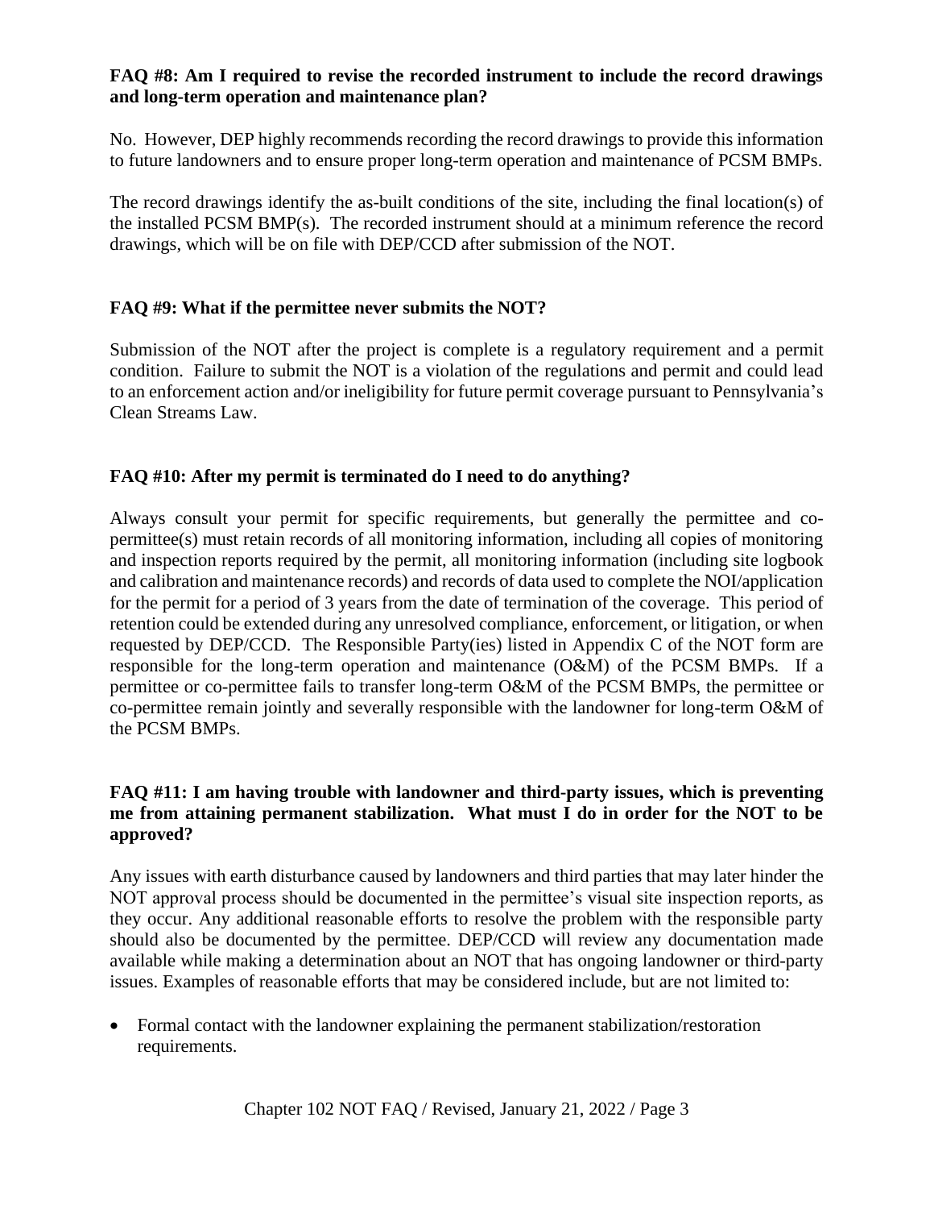**FAQ #8: Am I required to revise the recorded instrument to include the record drawings and long-term operation and maintenance plan?**

No. However, DEP highly recommends recording the record drawings to provide this information to future landowners and to ensure proper long-term operation and maintenance of PCSM BMPs.

The record drawings identify the as-built conditions of the site, including the final location(s) of the installed PCSM BMP(s). The recorded instrument should at a minimum reference the record drawings, which will be on file with DEP/CCD after submission of the NOT.

**FAQ #9: What if the permittee never submits the NOT?**

Submission of the NOT after the project is complete is a regulatory requirement and a permit condition. Failure to submit the NOT is a violation of the regulations and permit and could lead to an enforcement action and/or ineligibility for future permit coverage pursuant to Pennsylvania's Clean Streams Law.

**FAQ #10: After my permit is terminated do I need to do anything?**

Always consult your permit for specific requirements, but generally the permittee and co-permittee(s) must retain records of all monitoring information, including all copies of monitoring and inspection reports required by the permit, all monitoring information (including site logbook and calibration and maintenance records) and records of data used to complete the NOI/application for the permit for a period of 3 years from the date of termination of the coverage. This period of retention could be extended during any unresolved compliance, enforcement, or litigation, or when requested by DEP/CCD. The Responsible Party(ies) listed in Appendix C of the NOT form are responsible for the long-term operation and maintenance (O&M) of the PCSM BMPs. If a permittee or co-permittee fails to transfer long-term O&M of the PCSM BMPs, the permittee or co-permittee remain jointly and severally responsible with the landowner for long-term O&M of the PCSM BMPs.

**FAQ #11: I am having trouble with landowner and third-party issues, which is preventing me from attaining permanent stabilization. What must I do in order for the NOT to be approved?**

Any issues with earth disturbance caused by landowners and third parties that may later hinder the NOT approval process should be documented in the permittee's visual site inspection reports, as they occur. Any additional reasonable efforts to resolve the problem with the responsible party should also be documented by the permittee. DEP/CCD will review any documentation made available while making a determination about an NOT that has ongoing landowner or third-party issues. Examples of reasonable efforts that may be considered include, but are not limited to:

- Formal contact with the landowner explaining the permanent stabilization/restoration requirements.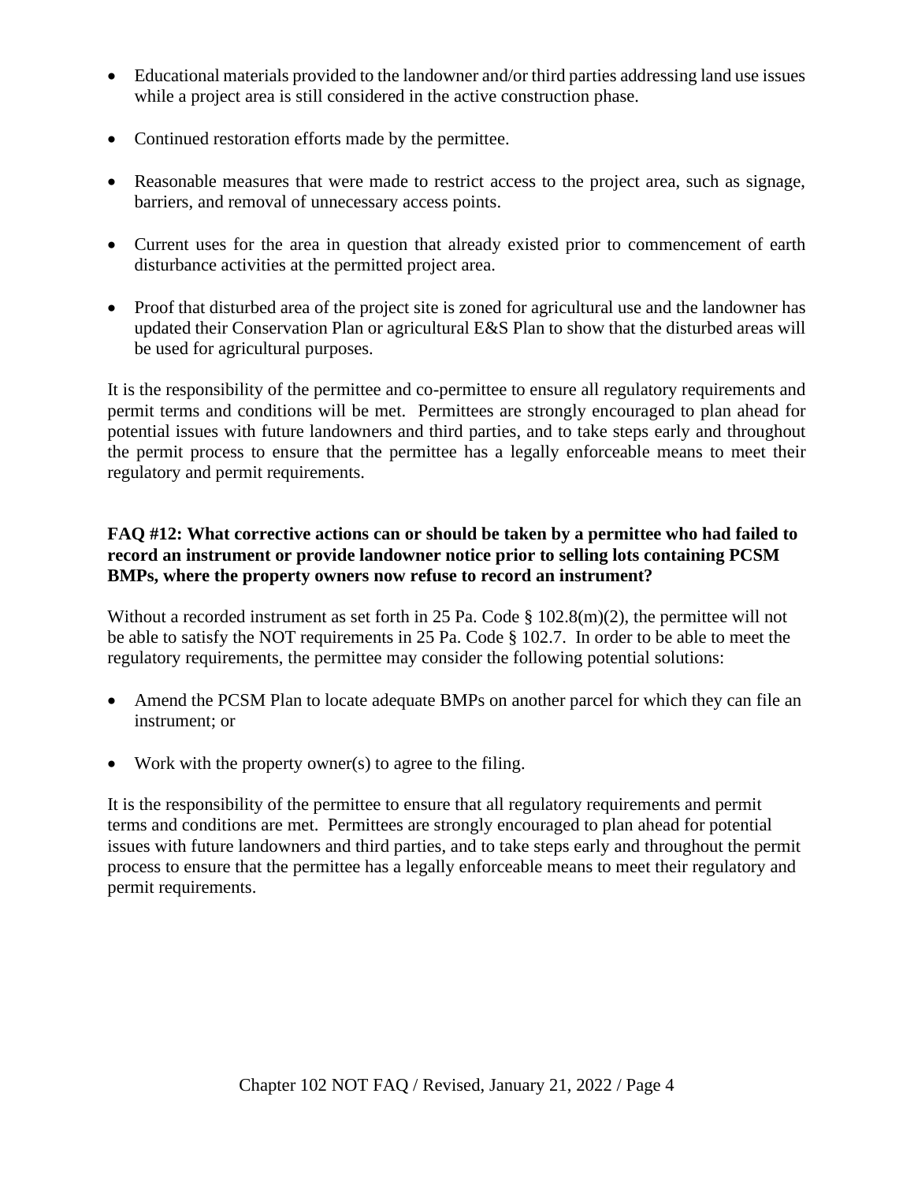- Educational materials provided to the landowner and/or third parties addressing land use issues while a project area is still considered in the active construction phase.
- Continued restoration efforts made by the permittee.
- Reasonable measures that were made to restrict access to the project area, such as signage, barriers, and removal of unnecessary access points.
- Current uses for the area in question that already existed prior to commencement of earth disturbance activities at the permitted project area.
- Proof that disturbed area of the project site is zoned for agricultural use and the landowner has updated their Conservation Plan or agricultural E&S Plan to show that the disturbed areas will be used for agricultural purposes.

It is the responsibility of the permittee and co-permittee to ensure all regulatory requirements and permit terms and conditions will be met. Permittees are strongly encouraged to plan ahead for potential issues with future landowners and third parties, and to take steps early and throughout the permit process to ensure that the permittee has a legally enforceable means to meet their regulatory and permit requirements.

**FAQ #12: What corrective actions can or should be taken by a permittee who had failed to record an instrument or provide landowner notice prior to selling lots containing PCSM BMPs, where the property owners now refuse to record an instrument?**

Without a recorded instrument as set forth in 25 Pa. Code § 102.8(m)(2), the permittee will not be able to satisfy the NOT requirements in 25 Pa. Code § 102.7. In order to be able to meet the regulatory requirements, the permittee may consider the following potential solutions:

- Amend the PCSM Plan to locate adequate BMPs on another parcel for which they can file an instrument; or
- Work with the property owner(s) to agree to the filing.

It is the responsibility of the permittee to ensure that all regulatory requirements and permit terms and conditions are met. Permittees are strongly encouraged to plan ahead for potential issues with future landowners and third parties, and to take steps early and throughout the permit process to ensure that the permittee has a legally enforceable means to meet their regulatory and permit requirements.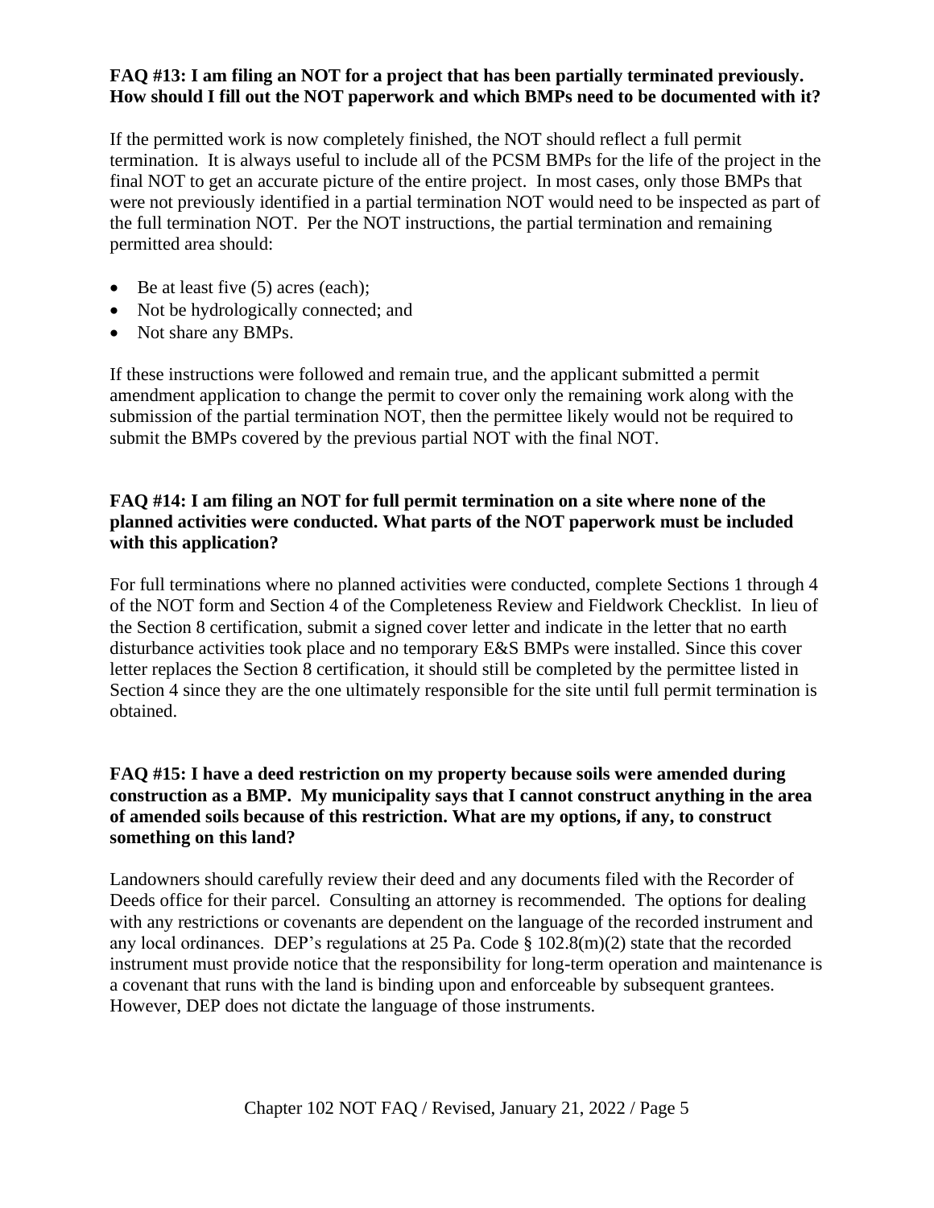**FAQ #13: I am filing an NOT for a project that has been partially terminated previously. How should I fill out the NOT paperwork and which BMPs need to be documented with it?**

If the permitted work is now completely finished, the NOT should reflect a full permit termination. It is always useful to include all of the PCSM BMPs for the life of the project in the final NOT to get an accurate picture of the entire project. In most cases, only those BMPs that were not previously identified in a partial termination NOT would need to be inspected as part of the full termination NOT. Per the NOT instructions, the partial termination and remaining permitted area should:

- Be at least five (5) acres (each);
- Not be hydrologically connected; and
- Not share any BMPs.

If these instructions were followed and remain true, and the applicant submitted a permit amendment application to change the permit to cover only the remaining work along with the submission of the partial termination NOT, then the permittee likely would not be required to submit the BMPs covered by the previous partial NOT with the final NOT.

**FAQ #14: I am filing an NOT for full permit termination on a site where none of the planned activities were conducted. What parts of the NOT paperwork must be included with this application?**

For full terminations where no planned activities were conducted, complete Sections 1 through 4 of the NOT form and Section 4 of the Completeness Review and Fieldwork Checklist. In lieu of the Section 8 certification, submit a signed cover letter and indicate in the letter that no earth disturbance activities took place and no temporary E&S BMPs were installed. Since this cover letter replaces the Section 8 certification, it should still be completed by the permittee listed in Section 4 since they are the one ultimately responsible for the site until full permit termination is obtained.

**FAQ #15: I have a deed restriction on my property because soils were amended during construction as a BMP. My municipality says that I cannot construct anything in the area of amended soils because of this restriction. What are my options, if any, to construct something on this land?**

Landowners should carefully review their deed and any documents filed with the Recorder of Deeds office for their parcel. Consulting an attorney is recommended. The options for dealing with any restrictions or covenants are dependent on the language of the recorded instrument and any local ordinances. DEP's regulations at 25 Pa. Code § 102.8(m)(2) state that the recorded instrument must provide notice that the responsibility for long-term operation and maintenance is a covenant that runs with the land is binding upon and enforceable by subsequent grantees. However, DEP does not dictate the language of those instruments.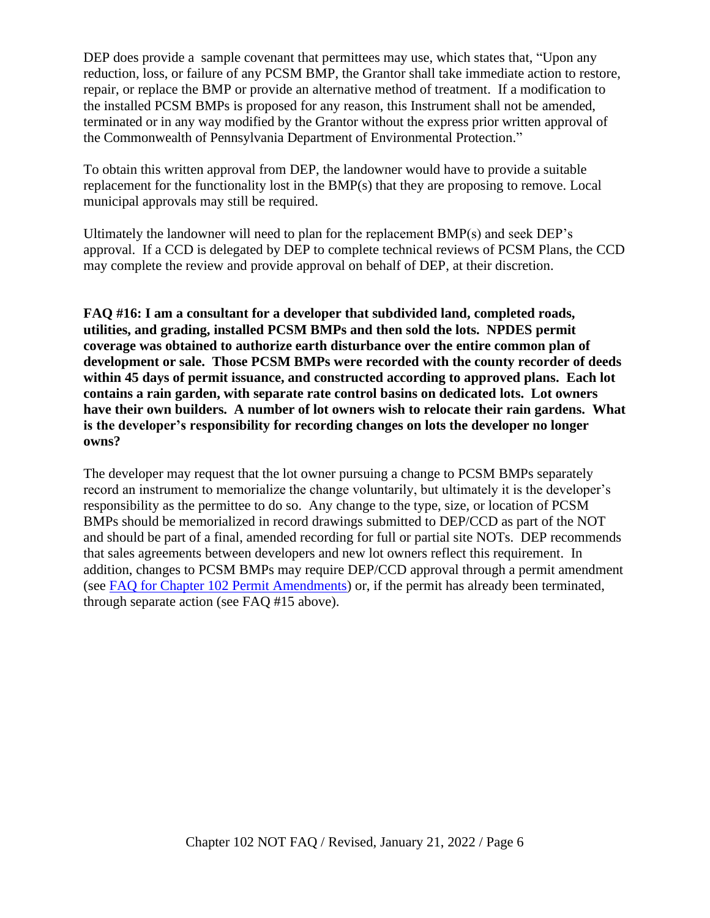DEP does provide a sample covenant that permittees may use, which states that, "Upon any reduction, loss, or failure of any PCSM BMP, the Grantor shall take immediate action to restore, repair, or replace the BMP or provide an alternative method of treatment. If a modification to the installed PCSM BMPs is proposed for any reason, this Instrument shall not be amended, terminated or in any way modified by the Grantor without the express prior written approval of the Commonwealth of Pennsylvania Department of Environmental Protection."

To obtain this written approval from DEP, the landowner would have to provide a suitable replacement for the functionality lost in the BMP(s) that they are proposing to remove. Local municipal approvals may still be required.

Ultimately the landowner will need to plan for the replacement BMP(s) and seek DEP's approval. If a CCD is delegated by DEP to complete technical reviews of PCSM Plans, the CCD may complete the review and provide approval on behalf of DEP, at their discretion.

**FAQ #16: I am a consultant for a developer that subdivided land, completed roads, utilities, and grading, installed PCSM BMPs and then sold the lots. NPDES permit coverage was obtained to authorize earth disturbance over the entire common plan of development or sale. Those PCSM BMPs were recorded with the county recorder of deeds within 45 days of permit issuance, and constructed according to approved plans. Each lot contains a rain garden, with separate rate control basins on dedicated lots. Lot owners have their own builders. A number of lot owners wish to relocate their rain gardens. What is the developer's responsibility for recording changes on lots the developer no longer owns?**

The developer may request that the lot owner pursuing a change to PCSM BMPs separately record an instrument to memorialize the change voluntarily, but ultimately it is the developer's responsibility as the permittee to do so. Any change to the type, size, or location of PCSM BMPs should be memorialized in record drawings submitted to DEP/CCD as part of the NOT and should be part of a final, amended recording for full or partial site NOTs. DEP recommends that sales agreements between developers and new lot owners reflect this requirement. In addition, changes to PCSM BMPs may require DEP/CCD approval through a permit amendment (see FAQ for Chapter 102 Permit Amendments) or, if the permit has already been terminated, through separate action (see FAQ #15 above).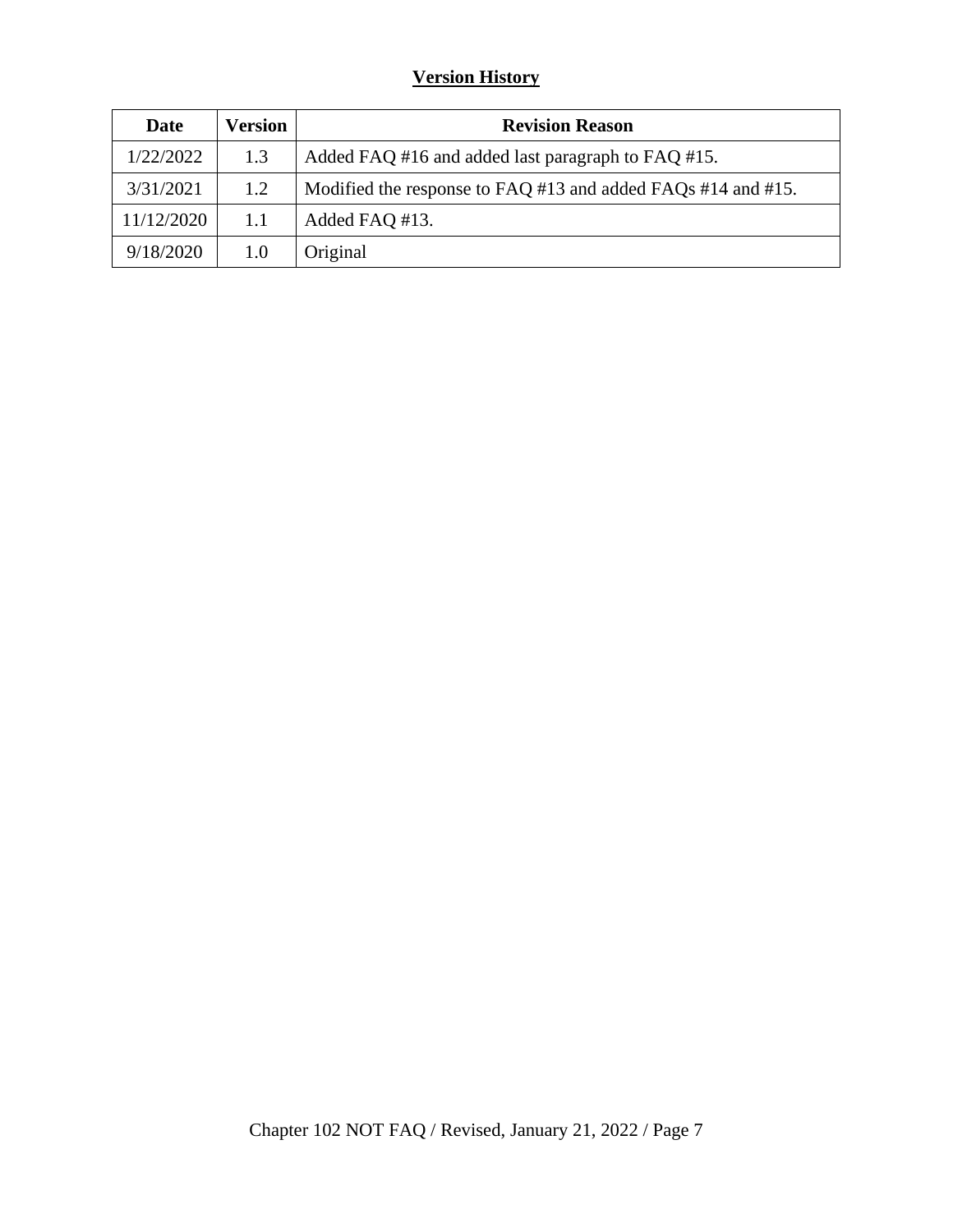## Version History

| Date | Version | Revision Reason |
|---|---|---|
| 1/22/2022 | 1.3 | Added FAQ #16 and added last paragraph to FAQ #15. |
| 3/31/2021 | 1.2 | Modified the response to FAQ #13 and added FAQs #14 and #15. |
| 11/12/2020 | 1.1 | Added FAQ #13. |
| 9/18/2020 | 1.0 | Original |